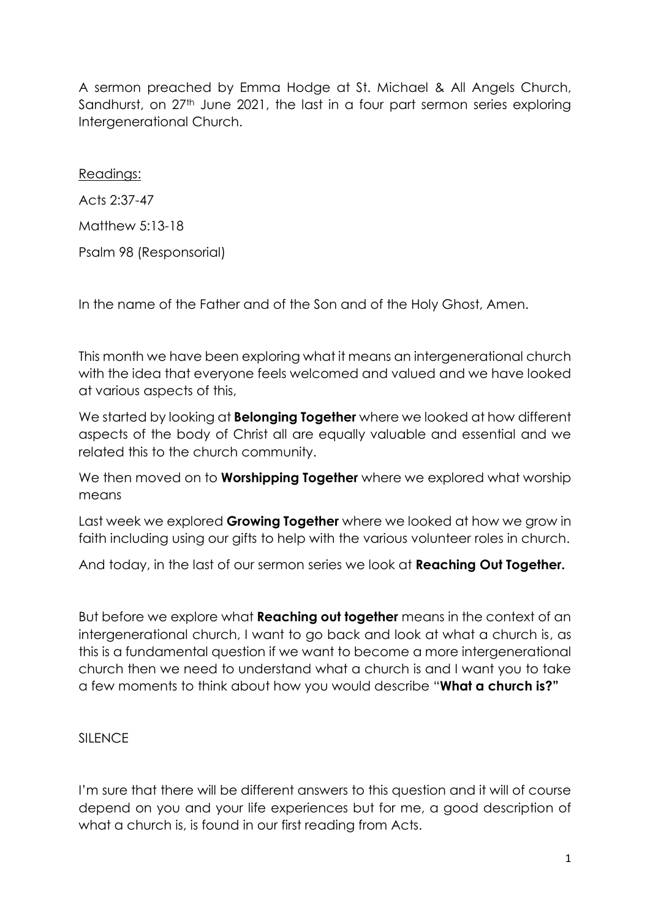A sermon preached by Emma Hodge at St. Michael & All Angels Church, Sandhurst, on 27th June 2021, the last in a four part sermon series exploring Intergenerational Church.

Readings:

Acts 2:37-47

Matthew 5:13-18

Psalm 98 (Responsorial)

In the name of the Father and of the Son and of the Holy Ghost, Amen.

This month we have been exploring what it means an intergenerational church with the idea that everyone feels welcomed and valued and we have looked at various aspects of this,

We started by looking at **Belonging Together** where we looked at how different aspects of the body of Christ all are equally valuable and essential and we related this to the church community.

We then moved on to **Worshipping Together** where we explored what worship means

Last week we explored **Growing Together** where we looked at how we grow in faith including using our gifts to help with the various volunteer roles in church.

And today, in the last of our sermon series we look at **Reaching Out Together.**

But before we explore what **Reaching out together** means in the context of an intergenerational church, I want to go back and look at what a church is, as this is a fundamental question if we want to become a more intergenerational church then we need to understand what a church is and I want you to take a few moments to think about how you would describe "**What a church is?"**

SILENCE

I'm sure that there will be different answers to this question and it will of course depend on you and your life experiences but for me, a good description of what a church is, is found in our first reading from Acts.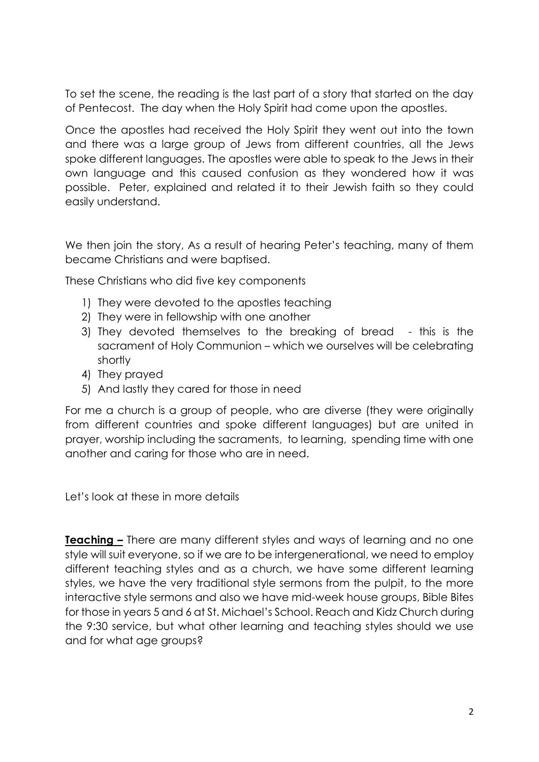To set the scene, the reading is the last part of a story that started on the day of Pentecost. The day when the Holy Spirit had come upon the apostles.

Once the apostles had received the Holy Spirit they went out into the town and there was a large group of Jews from different countries, all the Jews spoke different languages. The apostles were able to speak to the Jews in their own language and this caused confusion as they wondered how it was possible. Peter, explained and related it to their Jewish faith so they could easily understand.

We then join the story, As a result of hearing Peter's teaching, many of them became Christians and were baptised.

These Christians who did five key components

1) They were devoted to the apostles teaching
2) They were in fellowship with one another
3) They devoted themselves to the breaking of bread - this is the sacrament of Holy Communion – which we ourselves will be celebrating shortly
4) They prayed
5) And lastly they cared for those in need

For me a church is a group of people, who are diverse (they were originally from different countries and spoke different languages) but are united in prayer, worship including the sacraments, to learning, spending time with one another and caring for those who are in need.

Let's look at these in more details

**<u>Teaching –</u>** There are many different styles and ways of learning and no one style will suit everyone, so if we are to be intergenerational, we need to employ different teaching styles and as a church, we have some different learning styles, we have the very traditional style sermons from the pulpit, to the more interactive style sermons and also we have mid-week house groups, Bible Bites for those in years 5 and 6 at St. Michael's School. Reach and Kidz Church during the 9:30 service, but what other learning and teaching styles should we use and for what age groups?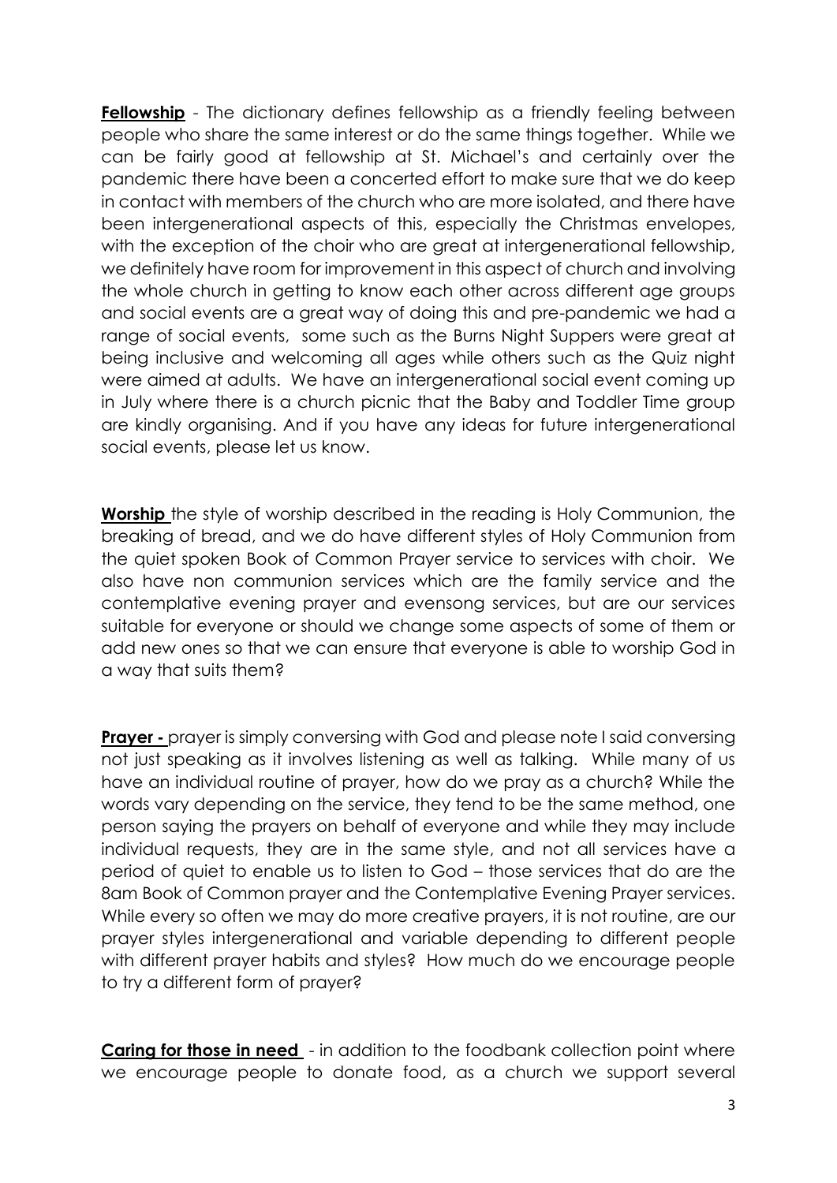**<u>Fellowship</u>** - The dictionary defines fellowship as a friendly feeling between people who share the same interest or do the same things together. While we can be fairly good at fellowship at St. Michael's and certainly over the pandemic there have been a concerted effort to make sure that we do keep in contact with members of the church who are more isolated, and there have been intergenerational aspects of this, especially the Christmas envelopes, with the exception of the choir who are great at intergenerational fellowship, we definitely have room for improvement in this aspect of church and involving the whole church in getting to know each other across different age groups and social events are a great way of doing this and pre-pandemic we had a range of social events, some such as the Burns Night Suppers were great at being inclusive and welcoming all ages while others such as the Quiz night were aimed at adults. We have an intergenerational social event coming up in July where there is a church picnic that the Baby and Toddler Time group are kindly organising. And if you have any ideas for future intergenerational social events, please let us know.

**<u>Worship</u>** the style of worship described in the reading is Holy Communion, the breaking of bread, and we do have different styles of Holy Communion from the quiet spoken Book of Common Prayer service to services with choir. We also have non communion services which are the family service and the contemplative evening prayer and evensong services, but are our services suitable for everyone or should we change some aspects of some of them or add new ones so that we can ensure that everyone is able to worship God in a way that suits them?

**<u>Prayer -</u>** prayer is simply conversing with God and please note I said conversing not just speaking as it involves listening as well as talking. While many of us have an individual routine of prayer, how do we pray as a church? While the words vary depending on the service, they tend to be the same method, one person saying the prayers on behalf of everyone and while they may include individual requests, they are in the same style, and not all services have a period of quiet to enable us to listen to God – those services that do are the 8am Book of Common prayer and the Contemplative Evening Prayer services. While every so often we may do more creative prayers, it is not routine, are our prayer styles intergenerational and variable depending to different people with different prayer habits and styles? How much do we encourage people to try a different form of prayer?

**<u>Caring for those in need</u>** - in addition to the foodbank collection point where we encourage people to donate food, as a church we support several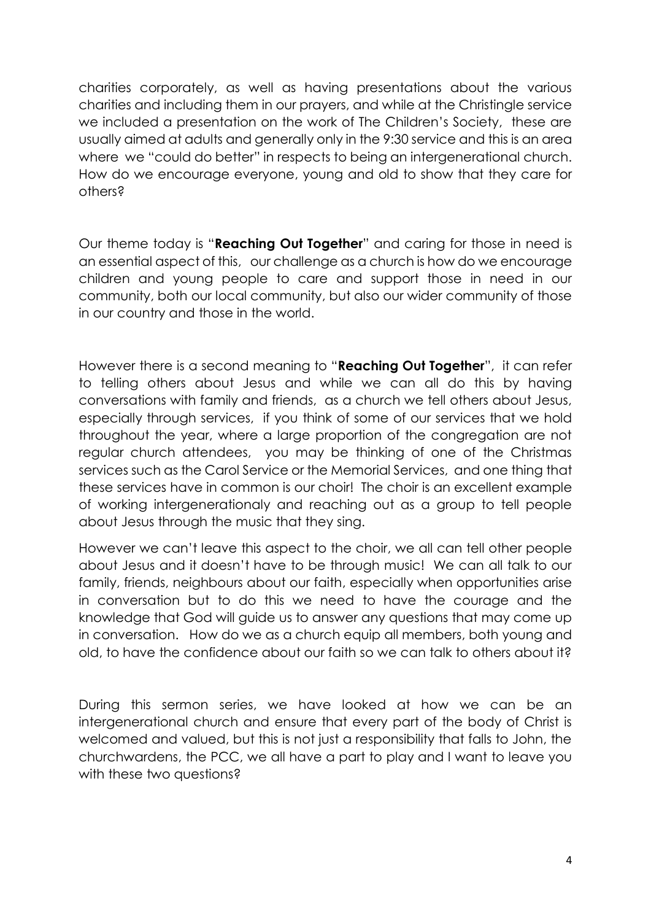charities corporately, as well as having presentations about the various charities and including them in our prayers, and while at the Christingle service we included a presentation on the work of The Children's Society, these are usually aimed at adults and generally only in the 9:30 service and this is an area where we "could do better" in respects to being an intergenerational church. How do we encourage everyone, young and old to show that they care for others?

Our theme today is "**Reaching Out Together**" and caring for those in need is an essential aspect of this, our challenge as a church is how do we encourage children and young people to care and support those in need in our community, both our local community, but also our wider community of those in our country and those in the world.

However there is a second meaning to "**Reaching Out Together**", it can refer to telling others about Jesus and while we can all do this by having conversations with family and friends, as a church we tell others about Jesus, especially through services, if you think of some of our services that we hold throughout the year, where a large proportion of the congregation are not regular church attendees, you may be thinking of one of the Christmas services such as the Carol Service or the Memorial Services, and one thing that these services have in common is our choir! The choir is an excellent example of working intergenerationaly and reaching out as a group to tell people about Jesus through the music that they sing.

However we can't leave this aspect to the choir, we all can tell other people about Jesus and it doesn't have to be through music! We can all talk to our family, friends, neighbours about our faith, especially when opportunities arise in conversation but to do this we need to have the courage and the knowledge that God will guide us to answer any questions that may come up in conversation. How do we as a church equip all members, both young and old, to have the confidence about our faith so we can talk to others about it?

During this sermon series, we have looked at how we can be an intergenerational church and ensure that every part of the body of Christ is welcomed and valued, but this is not just a responsibility that falls to John, the churchwardens, the PCC, we all have a part to play and I want to leave you with these two questions?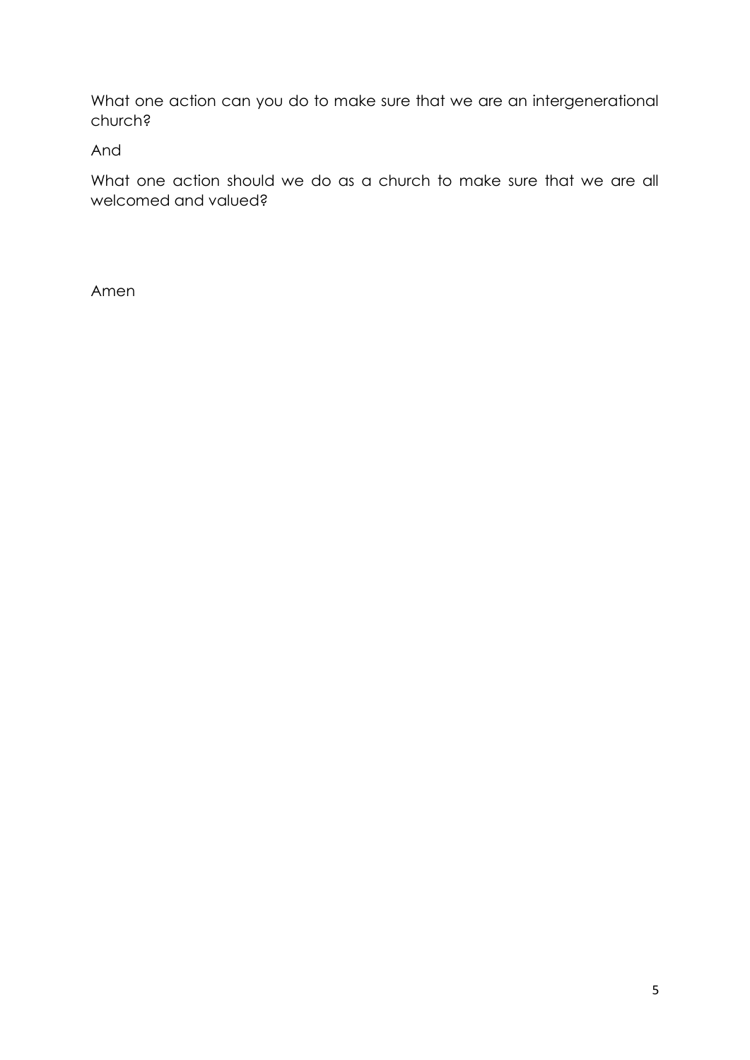What one action can you do to make sure that we are an intergenerational church?

And

What one action should we do as a church to make sure that we are all welcomed and valued?

Amen